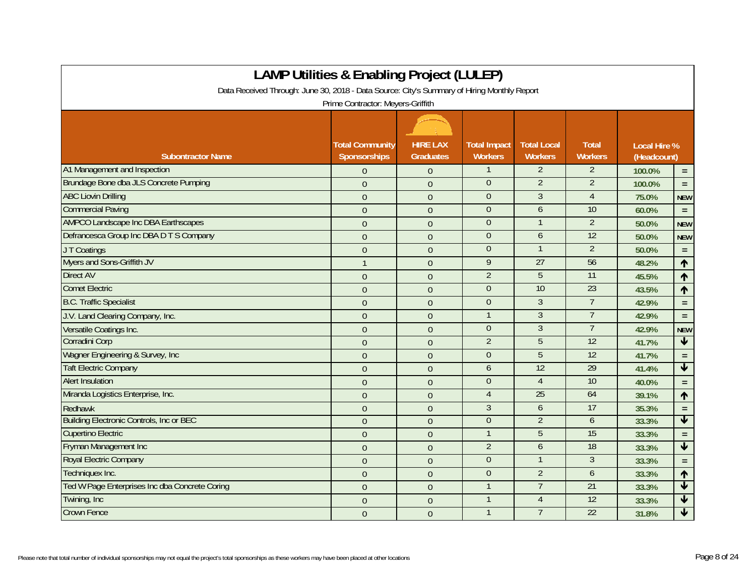# LAMP Utilities & Enabling Project (LULEP)

Data Received Through: June 30, 2018 - Data Source: City's Summary of Hiring Monthly Report

Prime Contractor: Meyers-Griffith

| Subontractor Name | Total Community Sponsorships | HIRE LAX Graduates | Total Impact Workers | Total Local Workers | Total Workers | Local Hire % (Headcount) | |
|---|---|---|---|---|---|---|---|
| A1 Management and Inspection | 0 | 0 | 1 | 2 | 2 | 100.0% | = |
| Brundage Bone dba JLS Concrete Pumping | 0 | 0 | 0 | 2 | 2 | 100.0% | = |
| ABC Liovin Drilling | 0 | 0 | 0 | 3 | 4 | 75.0% | NEW |
| Commercial Paving | 0 | 0 | 0 | 6 | 10 | 60.0% | = |
| AMPCO Landscape Inc DBA Earthscapes | 0 | 0 | 0 | 1 | 2 | 50.0% | NEW |
| Defrancesca Group Inc DBA D T S Company | 0 | 0 | 0 | 6 | 12 | 50.0% | NEW |
| J T Coatings | 0 | 0 | 0 | 1 | 2 | 50.0% | = |
| Myers and Sons-Griffith JV | 1 | 0 | 9 | 27 | 56 | 48.2% | ↑ |
| Direct AV | 0 | 0 | 2 | 5 | 11 | 45.5% | ↑ |
| Comet Electric | 0 | 0 | 0 | 10 | 23 | 43.5% | ↑ |
| B.C. Traffic Specialist | 0 | 0 | 0 | 3 | 7 | 42.9% | = |
| J.V. Land Clearing Company, Inc. | 0 | 0 | 1 | 3 | 7 | 42.9% | = |
| Versatile Coatings Inc. | 0 | 0 | 0 | 3 | 7 | 42.9% | NEW |
| Corradini Corp | 0 | 0 | 2 | 5 | 12 | 41.7% | ↓ |
| Wagner Engineering & Survey, Inc | 0 | 0 | 0 | 5 | 12 | 41.7% | = |
| Taft Electric Company | 0 | 0 | 6 | 12 | 29 | 41.4% | ↓ |
| Alert Insulation | 0 | 0 | 0 | 4 | 10 | 40.0% | = |
| Miranda Logistics Enterprise, Inc. | 0 | 0 | 4 | 25 | 64 | 39.1% | ↑ |
| Redhawk | 0 | 0 | 3 | 6 | 17 | 35.3% | = |
| Building Electronic Controls, Inc or BEC | 0 | 0 | 0 | 2 | 6 | 33.3% | ↓ |
| Cupertino Electric | 0 | 0 | 1 | 5 | 15 | 33.3% | = |
| Fryman Management Inc | 0 | 0 | 2 | 6 | 18 | 33.3% | ↓ |
| Royal Electric Company | 0 | 0 | 0 | 1 | 3 | 33.3% | = |
| Techniquex Inc. | 0 | 0 | 0 | 2 | 6 | 33.3% | ↑ |
| Ted W Page Enterprises Inc dba Concrete Coring | 0 | 0 | 1 | 7 | 21 | 33.3% | ↓ |
| Twining, Inc | 0 | 0 | 1 | 4 | 12 | 33.3% | ↓ |
| Crown Fence | 0 | 0 | 1 | 7 | 22 | 31.8% | ↓ |

Please note that total number of individual sponsorships may not equal the project's total sponsorships as these workers may have been placed at other locations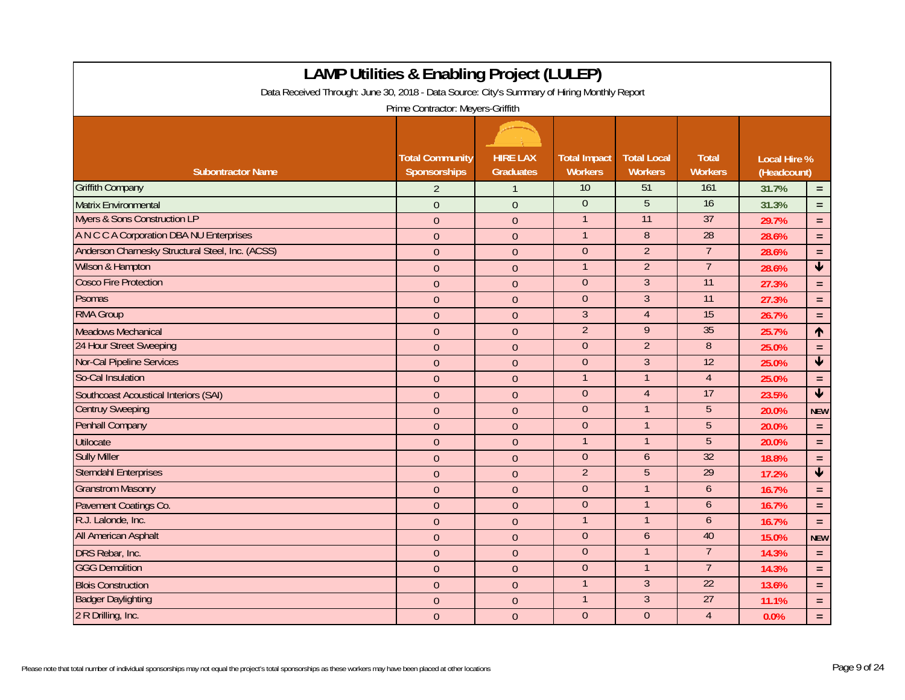# LAMP Utilities & Enabling Project (LULEP)

Data Received Through: June 30, 2018 - Data Source: City's Summary of Hiring Monthly Report

Prime Contractor: Meyers-Griffith

| Subontractor Name | Total Community Sponsorships | HIRE LAX Graduates | Total Impact Workers | Total Local Workers | Total Workers | Local Hire % (Headcount) | |
|---|---|---|---|---|---|---|---|
| Griffith Company | 2 | 1 | 10 | 51 | 161 | 31.7% | = |
| Matrix Environmental | 0 | 0 | 0 | 5 | 16 | 31.3% | = |
| Myers & Sons Construction LP | 0 | 0 | 1 | 11 | 37 | 29.7% | = |
| A N C C A Corporation DBA NU Enterprises | 0 | 0 | 1 | 8 | 28 | 28.6% | = |
| Anderson Charnesky Structural Steel, Inc. (ACSS) | 0 | 0 | 0 | 2 | 7 | 28.6% | = |
| Wilson & Hampton | 0 | 0 | 1 | 2 | 7 | 28.6% | ↓ |
| Cosco Fire Protection | 0 | 0 | 0 | 3 | 11 | 27.3% | = |
| Psomas | 0 | 0 | 0 | 3 | 11 | 27.3% | = |
| RMA Group | 0 | 0 | 3 | 4 | 15 | 26.7% | = |
| Meadows Mechanical | 0 | 0 | 2 | 9 | 35 | 25.7% | ↑ |
| 24 Hour Street Sweeping | 0 | 0 | 0 | 2 | 8 | 25.0% | = |
| Nor-Cal Pipeline Services | 0 | 0 | 0 | 3 | 12 | 25.0% | ↓ |
| So-Cal Insulation | 0 | 0 | 1 | 1 | 4 | 25.0% | = |
| Southcoast Acoustical Interiors (SAI) | 0 | 0 | 0 | 4 | 17 | 23.5% | ↓ |
| Centruy Sweeping | 0 | 0 | 0 | 1 | 5 | 20.0% | NEW |
| Penhall Company | 0 | 0 | 0 | 1 | 5 | 20.0% | = |
| Utilocate | 0 | 0 | 1 | 1 | 5 | 20.0% | = |
| Sully Miller | 0 | 0 | 0 | 6 | 32 | 18.8% | = |
| Sterndahl Enterprises | 0 | 0 | 2 | 5 | 29 | 17.2% | ↓ |
| Granstrom Masonry | 0 | 0 | 0 | 1 | 6 | 16.7% | = |
| Pavement Coatings Co. | 0 | 0 | 0 | 1 | 6 | 16.7% | = |
| R.J. Lalonde, Inc. | 0 | 0 | 1 | 1 | 6 | 16.7% | = |
| All American Asphalt | 0 | 0 | 0 | 6 | 40 | 15.0% | NEW |
| DRS Rebar, Inc. | 0 | 0 | 0 | 1 | 7 | 14.3% | = |
| GGG Demolition | 0 | 0 | 0 | 1 | 7 | 14.3% | = |
| Blois Construction | 0 | 0 | 1 | 3 | 22 | 13.6% | = |
| Badger Daylighting | 0 | 0 | 1 | 3 | 27 | 11.1% | = |
| 2 R Drilling, Inc. | 0 | 0 | 0 | 0 | 4 | 0.0% | = |

Please note that total number of individual sponsorships may not equal the project's total sponsorships as these workers may have been placed at other locations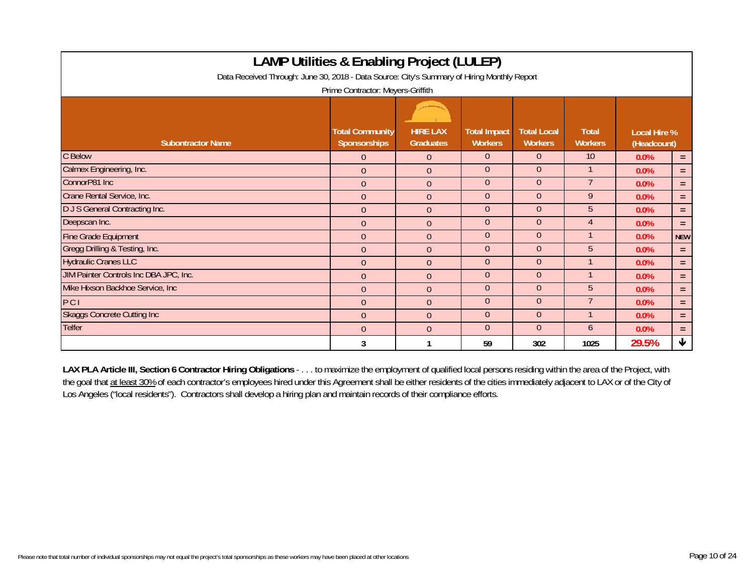# LAMP Utilities & Enabling Project (LULEP)

Data Received Through: June 30, 2018 - Data Source: City's Summary of Hiring Monthly Report

Prime Contractor: Meyers-Griffith

| Subontractor Name | Total Community Sponsorships | HIRE LAX Graduates | Total Impact Workers | Total Local Workers | Total Workers | Local Hire % (Headcount) | |
|---|---|---|---|---|---|---|---|
| C Below | 0 | 0 | 0 | 0 | 10 | 0.0% | = |
| Calmex Engineering, Inc. | 0 | 0 | 0 | 0 | 1 | 0.0% | = |
| ConnorP81 Inc | 0 | 0 | 0 | 0 | 7 | 0.0% | = |
| Crane Rental Service, Inc. | 0 | 0 | 0 | 0 | 9 | 0.0% | = |
| D J S General Contracting Inc. | 0 | 0 | 0 | 0 | 5 | 0.0% | = |
| Deepscan Inc. | 0 | 0 | 0 | 0 | 4 | 0.0% | = |
| Fine Grade Equipment | 0 | 0 | 0 | 0 | 1 | 0.0% | NEW |
| Gregg Drilling & Testing, Inc. | 0 | 0 | 0 | 0 | 5 | 0.0% | = |
| Hydraulic Cranes LLC | 0 | 0 | 0 | 0 | 1 | 0.0% | = |
| JIM Painter Controls Inc DBA JPC, Inc. | 0 | 0 | 0 | 0 | 1 | 0.0% | = |
| Mike Hixson Backhoe Service, Inc | 0 | 0 | 0 | 0 | 5 | 0.0% | = |
| P C I | 0 | 0 | 0 | 0 | 7 | 0.0% | = |
| Skaggs Concrete Cutting Inc | 0 | 0 | 0 | 0 | 1 | 0.0% | = |
| Telfer | 0 | 0 | 0 | 0 | 6 | 0.0% | = |
| | 3 | 1 | 59 | 302 | 1025 | 29.5% | ↓ |

**LAX PLA Article III, Section 6 Contractor Hiring Obligations** - . . . to maximize the employment of qualified local persons residing within the area of the Project, with the goal that at least 30% of each contractor's employees hired under this Agreement shall be either residents of the cities immediately adjacent to LAX or of the City of Los Angeles ("local residents"). Contractors shall develop a hiring plan and maintain records of their compliance efforts.

Please note that total number of individual sponsorships may not equal the project's total sponsorships as these workers may have been placed at other locations